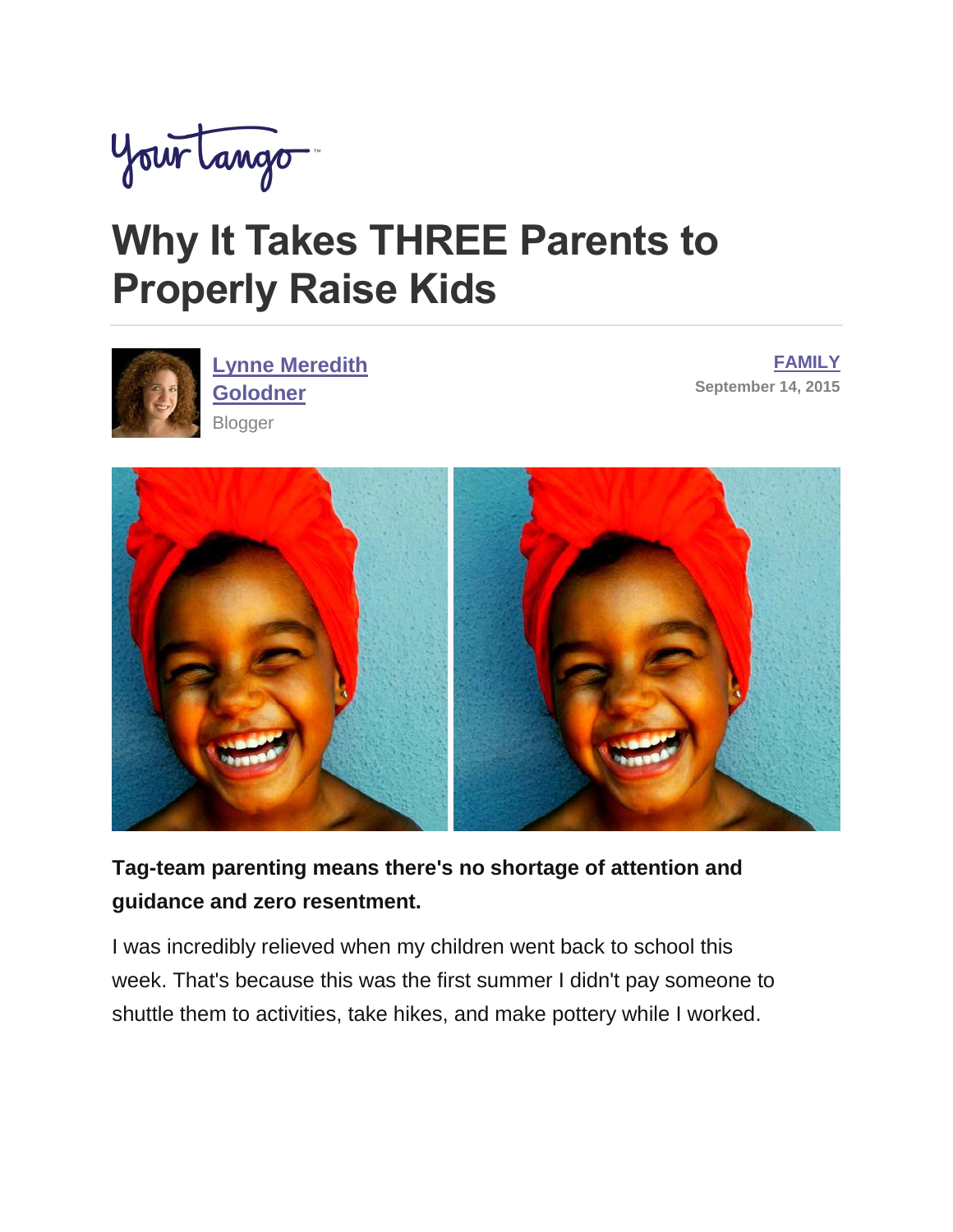YourTango

# Why It Takes THREE Parents to Properly Raise Kids

Lynne Meredith Golodner
Blogger

FAMILY
September 14, 2015

**Tag-team parenting means there's no shortage of attention and guidance and zero resentment.**

I was incredibly relieved when my children went back to school this week. That's because this was the first summer I didn't pay someone to shuttle them to activities, take hikes, and make pottery while I worked.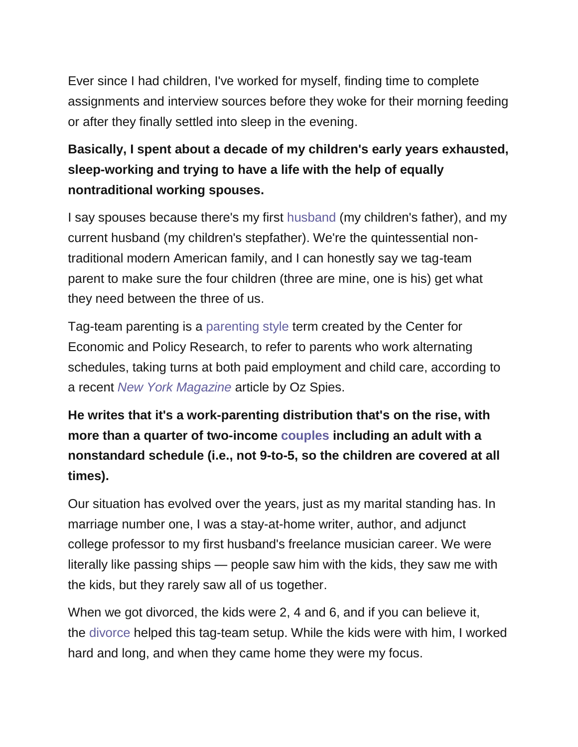Ever since I had children, I've worked for myself, finding time to complete assignments and interview sources before they woke for their morning feeding or after they finally settled into sleep in the evening.

**Basically, I spent about a decade of my children's early years exhausted, sleep-working and trying to have a life with the help of equally nontraditional working spouses.**

I say spouses because there's my first husband (my children's father), and my current husband (my children's stepfather). We're the quintessential non-traditional modern American family, and I can honestly say we tag-team parent to make sure the four children (three are mine, one is his) get what they need between the three of us.

Tag-team parenting is a parenting style term created by the Center for Economic and Policy Research, to refer to parents who work alternating schedules, taking turns at both paid employment and child care, according to a recent *New York Magazine* article by Oz Spies.

**He writes that it's a work-parenting distribution that's on the rise, with more than a quarter of two-income couples including an adult with a nonstandard schedule (i.e., not 9-to-5, so the children are covered at all times).**

Our situation has evolved over the years, just as my marital standing has. In marriage number one, I was a stay-at-home writer, author, and adjunct college professor to my first husband's freelance musician career. We were literally like passing ships — people saw him with the kids, they saw me with the kids, but they rarely saw all of us together.

When we got divorced, the kids were 2, 4 and 6, and if you can believe it, the divorce helped this tag-team setup. While the kids were with him, I worked hard and long, and when they came home they were my focus.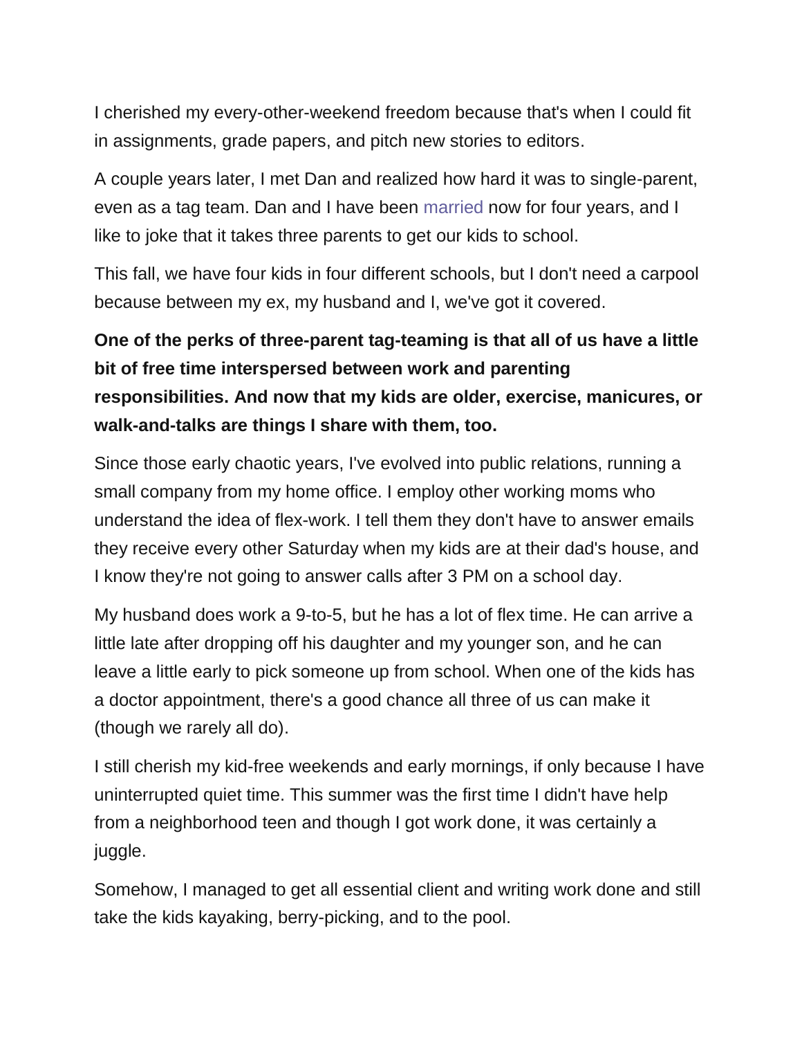I cherished my every-other-weekend freedom because that's when I could fit in assignments, grade papers, and pitch new stories to editors.

A couple years later, I met Dan and realized how hard it was to single-parent, even as a tag team. Dan and I have been married now for four years, and I like to joke that it takes three parents to get our kids to school.

This fall, we have four kids in four different schools, but I don't need a carpool because between my ex, my husband and I, we've got it covered.

**One of the perks of three-parent tag-teaming is that all of us have a little bit of free time interspersed between work and parenting responsibilities. And now that my kids are older, exercise, manicures, or walk-and-talks are things I share with them, too.**

Since those early chaotic years, I've evolved into public relations, running a small company from my home office. I employ other working moms who understand the idea of flex-work. I tell them they don't have to answer emails they receive every other Saturday when my kids are at their dad's house, and I know they're not going to answer calls after 3 PM on a school day.

My husband does work a 9-to-5, but he has a lot of flex time. He can arrive a little late after dropping off his daughter and my younger son, and he can leave a little early to pick someone up from school. When one of the kids has a doctor appointment, there's a good chance all three of us can make it (though we rarely all do).

I still cherish my kid-free weekends and early mornings, if only because I have uninterrupted quiet time. This summer was the first time I didn't have help from a neighborhood teen and though I got work done, it was certainly a juggle.

Somehow, I managed to get all essential client and writing work done and still take the kids kayaking, berry-picking, and to the pool.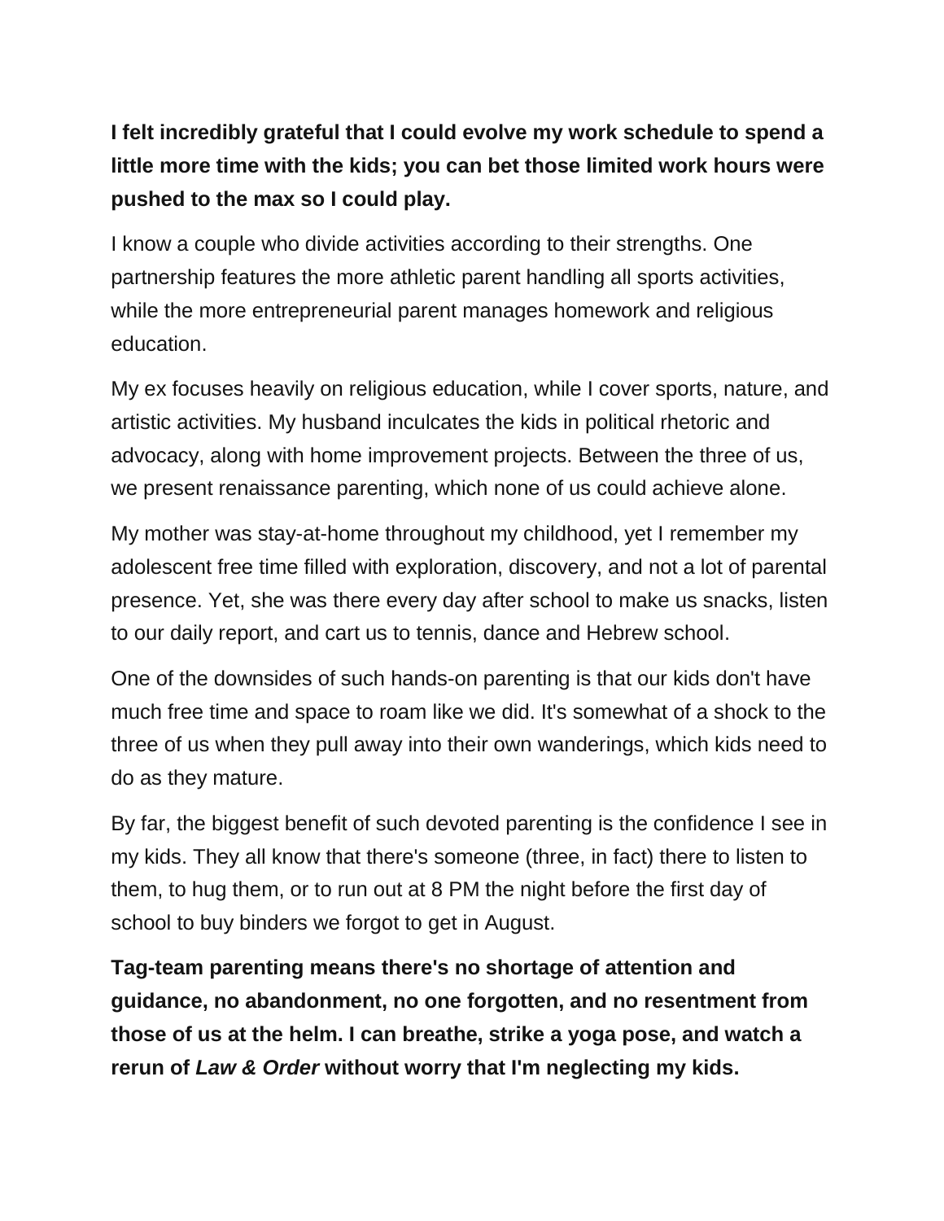**I felt incredibly grateful that I could evolve my work schedule to spend a little more time with the kids; you can bet those limited work hours were pushed to the max so I could play.**

I know a couple who divide activities according to their strengths. One partnership features the more athletic parent handling all sports activities, while the more entrepreneurial parent manages homework and religious education.

My ex focuses heavily on religious education, while I cover sports, nature, and artistic activities. My husband inculcates the kids in political rhetoric and advocacy, along with home improvement projects. Between the three of us, we present renaissance parenting, which none of us could achieve alone.

My mother was stay-at-home throughout my childhood, yet I remember my adolescent free time filled with exploration, discovery, and not a lot of parental presence. Yet, she was there every day after school to make us snacks, listen to our daily report, and cart us to tennis, dance and Hebrew school.

One of the downsides of such hands-on parenting is that our kids don't have much free time and space to roam like we did. It's somewhat of a shock to the three of us when they pull away into their own wanderings, which kids need to do as they mature.

By far, the biggest benefit of such devoted parenting is the confidence I see in my kids. They all know that there's someone (three, in fact) there to listen to them, to hug them, or to run out at 8 PM the night before the first day of school to buy binders we forgot to get in August.

**Tag-team parenting means there's no shortage of attention and guidance, no abandonment, no one forgotten, and no resentment from those of us at the helm. I can breathe, strike a yoga pose, and watch a rerun of *Law & Order* without worry that I'm neglecting my kids.**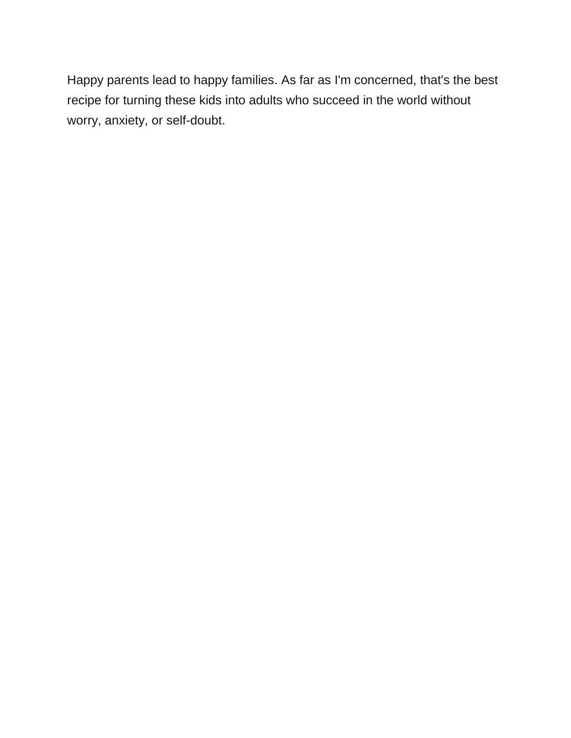Happy parents lead to happy families. As far as I'm concerned, that's the best recipe for turning these kids into adults who succeed in the world without worry, anxiety, or self-doubt.